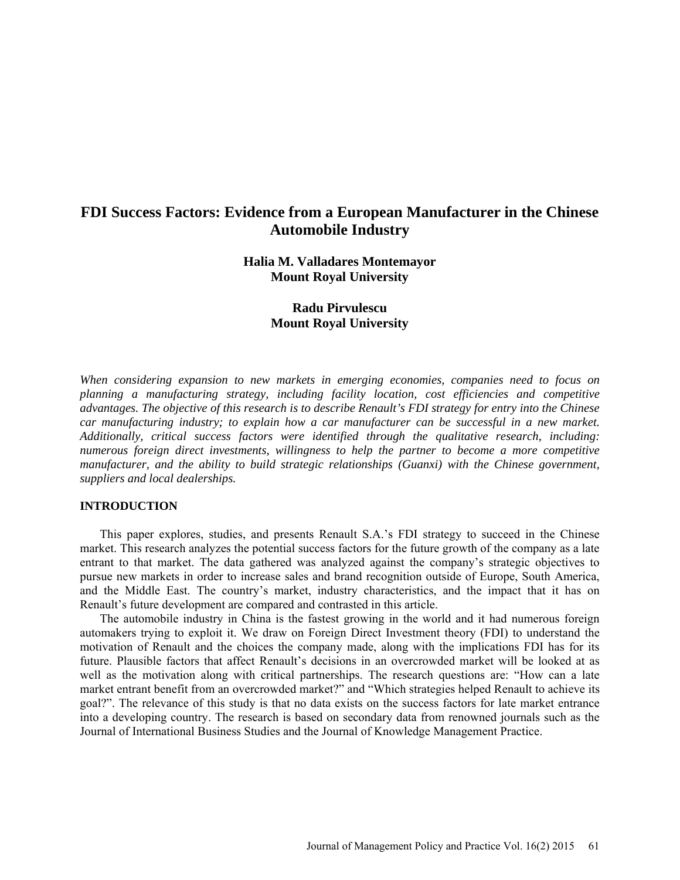# FDI Success Factors: Evidence from a European Manufacturer in the Chinese Automobile Industry

**Halia M. Valladares Montemayor**
**Mount Royal University**

**Radu Pirvulescu**
**Mount Royal University**

*When considering expansion to new markets in emerging economies, companies need to focus on planning a manufacturing strategy, including facility location, cost efficiencies and competitive advantages. The objective of this research is to describe Renault's FDI strategy for entry into the Chinese car manufacturing industry; to explain how a car manufacturer can be successful in a new market. Additionally, critical success factors were identified through the qualitative research, including: numerous foreign direct investments, willingness to help the partner to become a more competitive manufacturer, and the ability to build strategic relationships (Guanxi) with the Chinese government, suppliers and local dealerships.*

## INTRODUCTION

This paper explores, studies, and presents Renault S.A.'s FDI strategy to succeed in the Chinese market. This research analyzes the potential success factors for the future growth of the company as a late entrant to that market. The data gathered was analyzed against the company's strategic objectives to pursue new markets in order to increase sales and brand recognition outside of Europe, South America, and the Middle East. The country's market, industry characteristics, and the impact that it has on Renault's future development are compared and contrasted in this article.

The automobile industry in China is the fastest growing in the world and it had numerous foreign automakers trying to exploit it. We draw on Foreign Direct Investment theory (FDI) to understand the motivation of Renault and the choices the company made, along with the implications FDI has for its future. Plausible factors that affect Renault's decisions in an overcrowded market will be looked at as well as the motivation along with critical partnerships. The research questions are: "How can a late market entrant benefit from an overcrowded market?" and "Which strategies helped Renault to achieve its goal?". The relevance of this study is that no data exists on the success factors for late market entrance into a developing country. The research is based on secondary data from renowned journals such as the Journal of International Business Studies and the Journal of Knowledge Management Practice.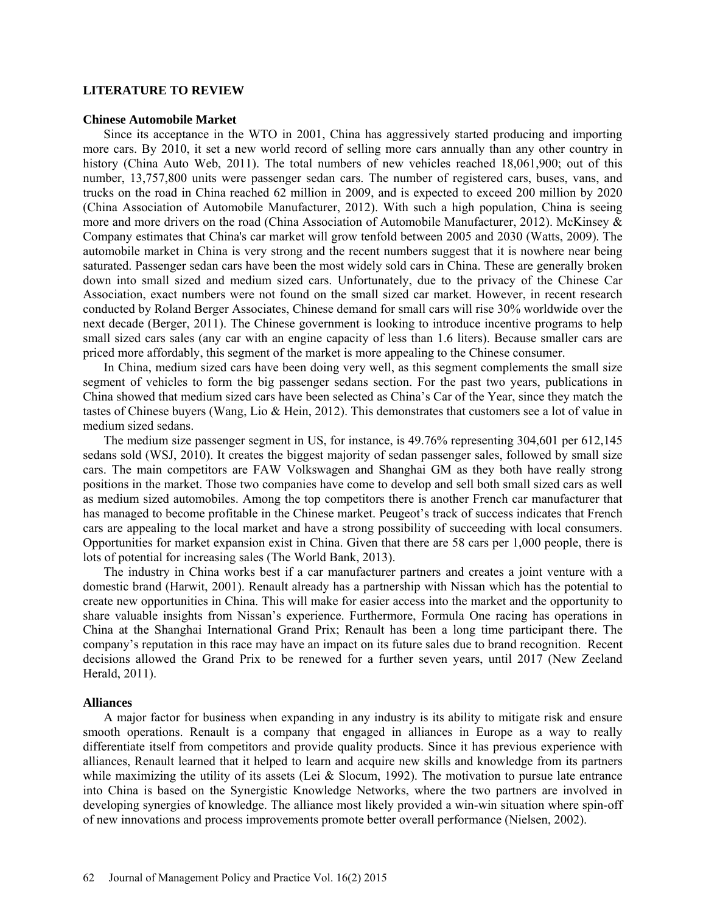## LITERATURE TO REVIEW

### Chinese Automobile Market

Since its acceptance in the WTO in 2001, China has aggressively started producing and importing more cars. By 2010, it set a new world record of selling more cars annually than any other country in history (China Auto Web, 2011). The total numbers of new vehicles reached 18,061,900; out of this number, 13,757,800 units were passenger sedan cars. The number of registered cars, buses, vans, and trucks on the road in China reached 62 million in 2009, and is expected to exceed 200 million by 2020 (China Association of Automobile Manufacturer, 2012). With such a high population, China is seeing more and more drivers on the road (China Association of Automobile Manufacturer, 2012). McKinsey & Company estimates that China's car market will grow tenfold between 2005 and 2030 (Watts, 2009). The automobile market in China is very strong and the recent numbers suggest that it is nowhere near being saturated. Passenger sedan cars have been the most widely sold cars in China. These are generally broken down into small sized and medium sized cars. Unfortunately, due to the privacy of the Chinese Car Association, exact numbers were not found on the small sized car market. However, in recent research conducted by Roland Berger Associates, Chinese demand for small cars will rise 30% worldwide over the next decade (Berger, 2011). The Chinese government is looking to introduce incentive programs to help small sized cars sales (any car with an engine capacity of less than 1.6 liters). Because smaller cars are priced more affordably, this segment of the market is more appealing to the Chinese consumer.

In China, medium sized cars have been doing very well, as this segment complements the small size segment of vehicles to form the big passenger sedans section. For the past two years, publications in China showed that medium sized cars have been selected as China's Car of the Year, since they match the tastes of Chinese buyers (Wang, Lio & Hein, 2012). This demonstrates that customers see a lot of value in medium sized sedans.

The medium size passenger segment in US, for instance, is 49.76% representing 304,601 per 612,145 sedans sold (WSJ, 2010). It creates the biggest majority of sedan passenger sales, followed by small size cars. The main competitors are FAW Volkswagen and Shanghai GM as they both have really strong positions in the market. Those two companies have come to develop and sell both small sized cars as well as medium sized automobiles. Among the top competitors there is another French car manufacturer that has managed to become profitable in the Chinese market. Peugeot's track of success indicates that French cars are appealing to the local market and have a strong possibility of succeeding with local consumers. Opportunities for market expansion exist in China. Given that there are 58 cars per 1,000 people, there is lots of potential for increasing sales (The World Bank, 2013).

The industry in China works best if a car manufacturer partners and creates a joint venture with a domestic brand (Harwit, 2001). Renault already has a partnership with Nissan which has the potential to create new opportunities in China. This will make for easier access into the market and the opportunity to share valuable insights from Nissan's experience. Furthermore, Formula One racing has operations in China at the Shanghai International Grand Prix; Renault has been a long time participant there. The company's reputation in this race may have an impact on its future sales due to brand recognition. Recent decisions allowed the Grand Prix to be renewed for a further seven years, until 2017 (New Zeeland Herald, 2011).

### Alliances

A major factor for business when expanding in any industry is its ability to mitigate risk and ensure smooth operations. Renault is a company that engaged in alliances in Europe as a way to really differentiate itself from competitors and provide quality products. Since it has previous experience with alliances, Renault learned that it helped to learn and acquire new skills and knowledge from its partners while maximizing the utility of its assets (Lei & Slocum, 1992). The motivation to pursue late entrance into China is based on the Synergistic Knowledge Networks, where the two partners are involved in developing synergies of knowledge. The alliance most likely provided a win-win situation where spin-off of new innovations and process improvements promote better overall performance (Nielsen, 2002).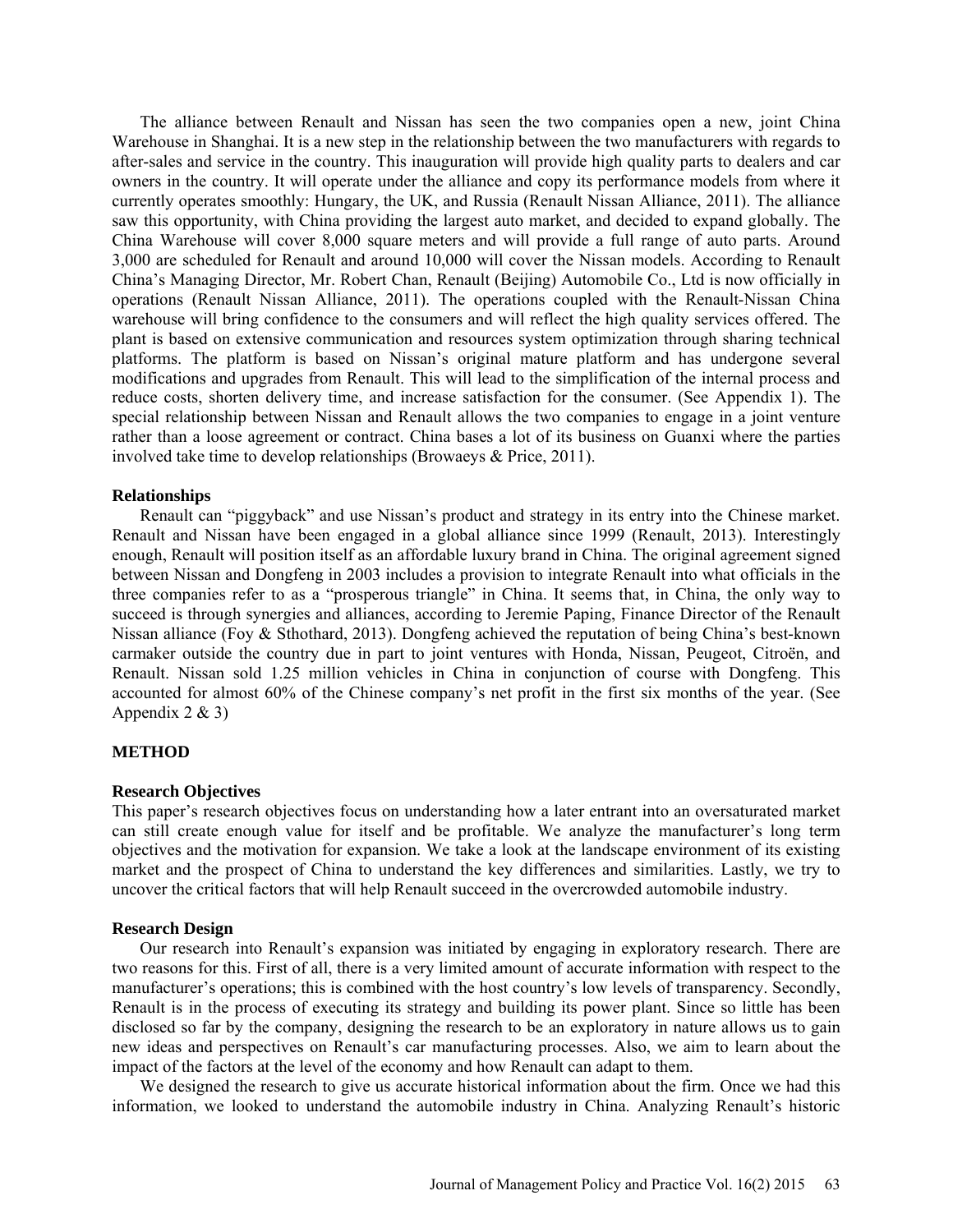The alliance between Renault and Nissan has seen the two companies open a new, joint China Warehouse in Shanghai. It is a new step in the relationship between the two manufacturers with regards to after-sales and service in the country. This inauguration will provide high quality parts to dealers and car owners in the country. It will operate under the alliance and copy its performance models from where it currently operates smoothly: Hungary, the UK, and Russia (Renault Nissan Alliance, 2011). The alliance saw this opportunity, with China providing the largest auto market, and decided to expand globally. The China Warehouse will cover 8,000 square meters and will provide a full range of auto parts. Around 3,000 are scheduled for Renault and around 10,000 will cover the Nissan models. According to Renault China's Managing Director, Mr. Robert Chan, Renault (Beijing) Automobile Co., Ltd is now officially in operations (Renault Nissan Alliance, 2011). The operations coupled with the Renault-Nissan China warehouse will bring confidence to the consumers and will reflect the high quality services offered. The plant is based on extensive communication and resources system optimization through sharing technical platforms. The platform is based on Nissan's original mature platform and has undergone several modifications and upgrades from Renault. This will lead to the simplification of the internal process and reduce costs, shorten delivery time, and increase satisfaction for the consumer. (See Appendix 1). The special relationship between Nissan and Renault allows the two companies to engage in a joint venture rather than a loose agreement or contract. China bases a lot of its business on Guanxi where the parties involved take time to develop relationships (Browaeys & Price, 2011).

**Relationships**

Renault can "piggyback" and use Nissan's product and strategy in its entry into the Chinese market. Renault and Nissan have been engaged in a global alliance since 1999 (Renault, 2013). Interestingly enough, Renault will position itself as an affordable luxury brand in China. The original agreement signed between Nissan and Dongfeng in 2003 includes a provision to integrate Renault into what officials in the three companies refer to as a "prosperous triangle" in China. It seems that, in China, the only way to succeed is through synergies and alliances, according to Jeremie Paping, Finance Director of the Renault Nissan alliance (Foy & Sthothard, 2013). Dongfeng achieved the reputation of being China's best-known carmaker outside the country due in part to joint ventures with Honda, Nissan, Peugeot, Citroën, and Renault. Nissan sold 1.25 million vehicles in China in conjunction of course with Dongfeng. This accounted for almost 60% of the Chinese company's net profit in the first six months of the year. (See Appendix 2 & 3)

## METHOD

**Research Objectives**

This paper's research objectives focus on understanding how a later entrant into an oversaturated market can still create enough value for itself and be profitable. We analyze the manufacturer's long term objectives and the motivation for expansion. We take a look at the landscape environment of its existing market and the prospect of China to understand the key differences and similarities. Lastly, we try to uncover the critical factors that will help Renault succeed in the overcrowded automobile industry.

**Research Design**

Our research into Renault's expansion was initiated by engaging in exploratory research. There are two reasons for this. First of all, there is a very limited amount of accurate information with respect to the manufacturer's operations; this is combined with the host country's low levels of transparency. Secondly, Renault is in the process of executing its strategy and building its power plant. Since so little has been disclosed so far by the company, designing the research to be an exploratory in nature allows us to gain new ideas and perspectives on Renault's car manufacturing processes. Also, we aim to learn about the impact of the factors at the level of the economy and how Renault can adapt to them.

We designed the research to give us accurate historical information about the firm. Once we had this information, we looked to understand the automobile industry in China. Analyzing Renault's historic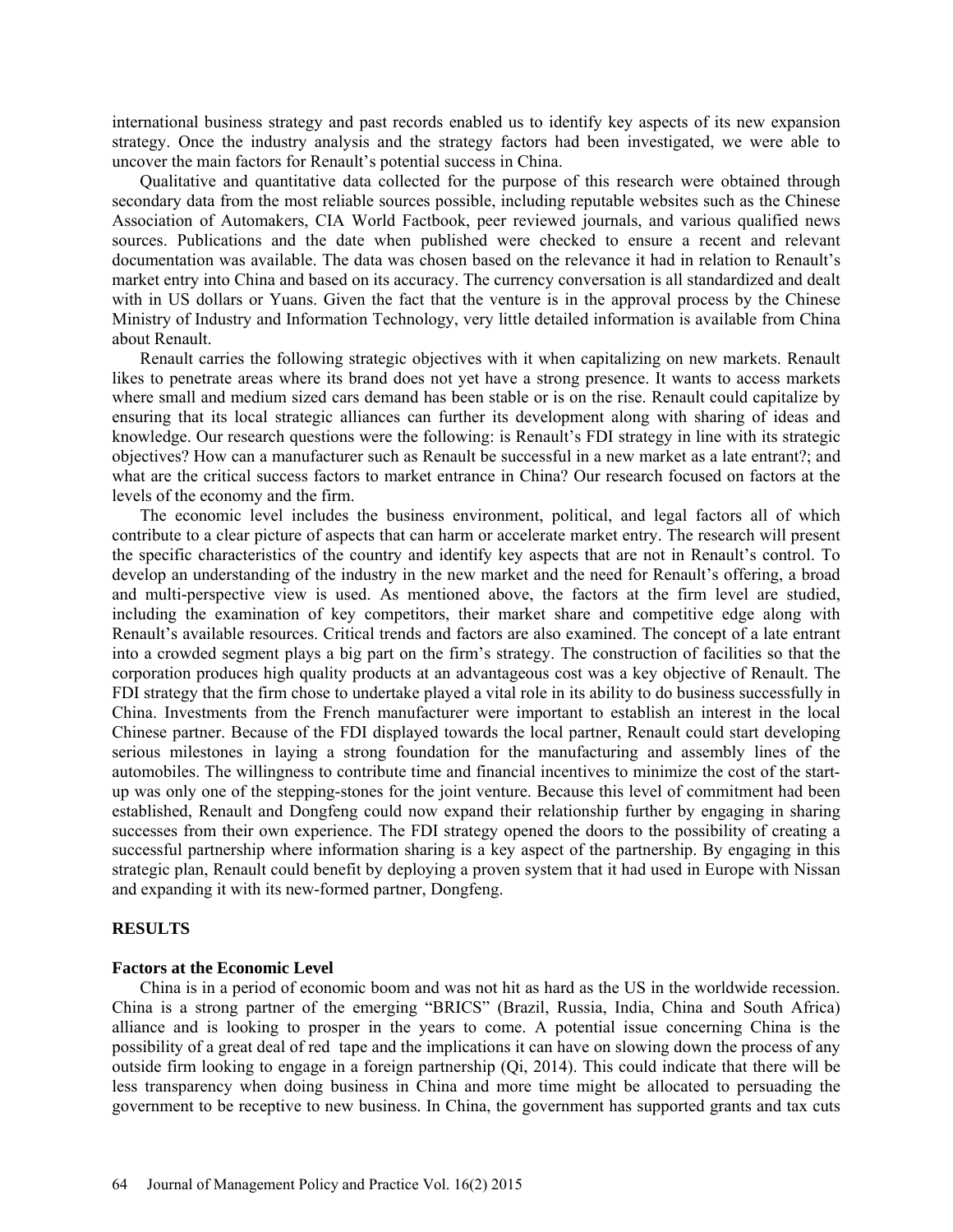international business strategy and past records enabled us to identify key aspects of its new expansion strategy. Once the industry analysis and the strategy factors had been investigated, we were able to uncover the main factors for Renault's potential success in China.

Qualitative and quantitative data collected for the purpose of this research were obtained through secondary data from the most reliable sources possible, including reputable websites such as the Chinese Association of Automakers, CIA World Factbook, peer reviewed journals, and various qualified news sources. Publications and the date when published were checked to ensure a recent and relevant documentation was available. The data was chosen based on the relevance it had in relation to Renault's market entry into China and based on its accuracy. The currency conversation is all standardized and dealt with in US dollars or Yuans. Given the fact that the venture is in the approval process by the Chinese Ministry of Industry and Information Technology, very little detailed information is available from China about Renault.

Renault carries the following strategic objectives with it when capitalizing on new markets. Renault likes to penetrate areas where its brand does not yet have a strong presence. It wants to access markets where small and medium sized cars demand has been stable or is on the rise. Renault could capitalize by ensuring that its local strategic alliances can further its development along with sharing of ideas and knowledge. Our research questions were the following: is Renault's FDI strategy in line with its strategic objectives? How can a manufacturer such as Renault be successful in a new market as a late entrant?; and what are the critical success factors to market entrance in China? Our research focused on factors at the levels of the economy and the firm.

The economic level includes the business environment, political, and legal factors all of which contribute to a clear picture of aspects that can harm or accelerate market entry. The research will present the specific characteristics of the country and identify key aspects that are not in Renault's control. To develop an understanding of the industry in the new market and the need for Renault's offering, a broad and multi-perspective view is used. As mentioned above, the factors at the firm level are studied, including the examination of key competitors, their market share and competitive edge along with Renault's available resources. Critical trends and factors are also examined. The concept of a late entrant into a crowded segment plays a big part on the firm's strategy. The construction of facilities so that the corporation produces high quality products at an advantageous cost was a key objective of Renault. The FDI strategy that the firm chose to undertake played a vital role in its ability to do business successfully in China. Investments from the French manufacturer were important to establish an interest in the local Chinese partner. Because of the FDI displayed towards the local partner, Renault could start developing serious milestones in laying a strong foundation for the manufacturing and assembly lines of the automobiles. The willingness to contribute time and financial incentives to minimize the cost of the start-up was only one of the stepping-stones for the joint venture. Because this level of commitment had been established, Renault and Dongfeng could now expand their relationship further by engaging in sharing successes from their own experience. The FDI strategy opened the doors to the possibility of creating a successful partnership where information sharing is a key aspect of the partnership. By engaging in this strategic plan, Renault could benefit by deploying a proven system that it had used in Europe with Nissan and expanding it with its new-formed partner, Dongfeng.

## RESULTS

### Factors at the Economic Level

China is in a period of economic boom and was not hit as hard as the US in the worldwide recession. China is a strong partner of the emerging "BRICS" (Brazil, Russia, India, China and South Africa) alliance and is looking to prosper in the years to come. A potential issue concerning China is the possibility of a great deal of red tape and the implications it can have on slowing down the process of any outside firm looking to engage in a foreign partnership (Qi, 2014). This could indicate that there will be less transparency when doing business in China and more time might be allocated to persuading the government to be receptive to new business. In China, the government has supported grants and tax cuts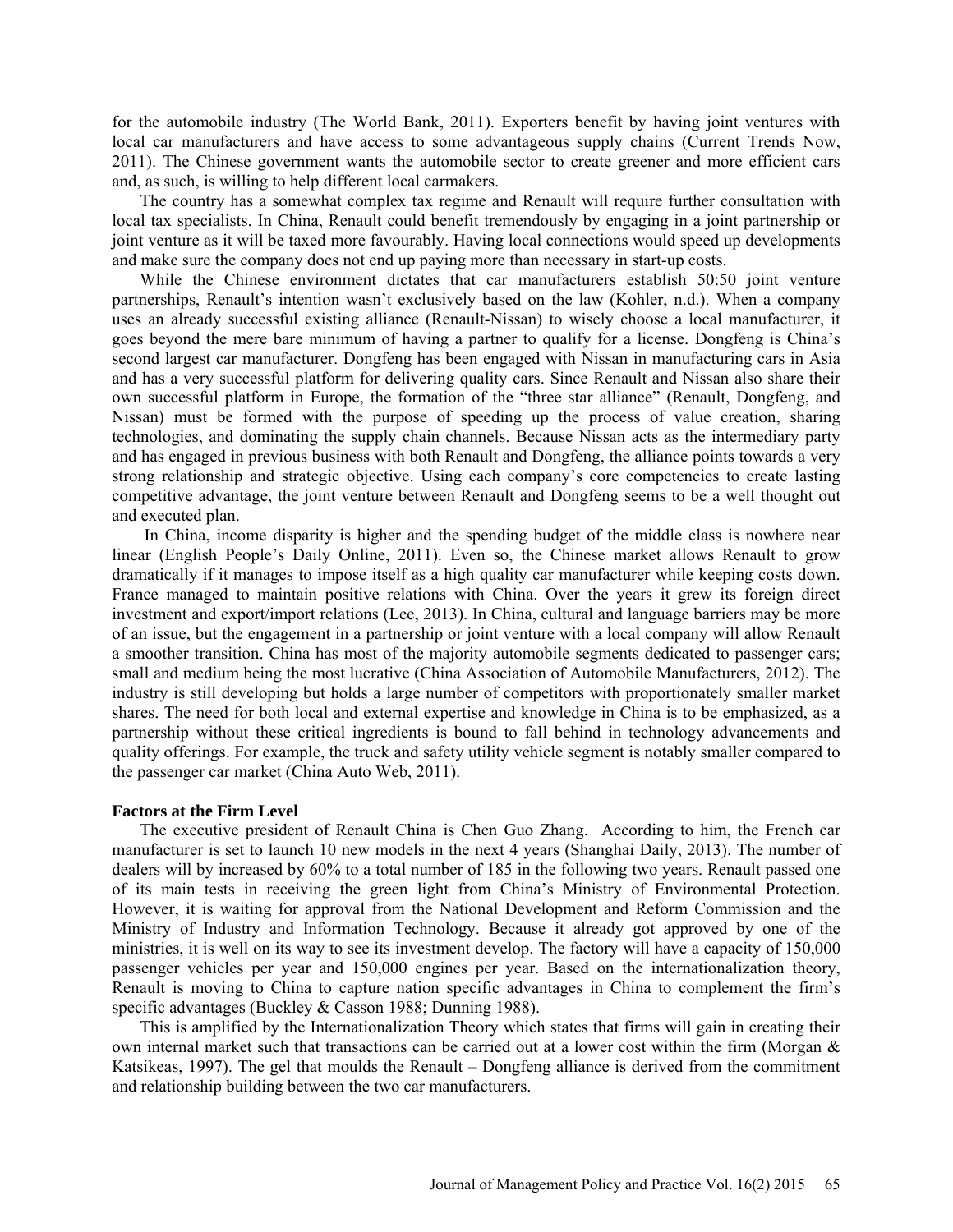for the automobile industry (The World Bank, 2011). Exporters benefit by having joint ventures with local car manufacturers and have access to some advantageous supply chains (Current Trends Now, 2011). The Chinese government wants the automobile sector to create greener and more efficient cars and, as such, is willing to help different local carmakers.

The country has a somewhat complex tax regime and Renault will require further consultation with local tax specialists. In China, Renault could benefit tremendously by engaging in a joint partnership or joint venture as it will be taxed more favourably. Having local connections would speed up developments and make sure the company does not end up paying more than necessary in start-up costs.

While the Chinese environment dictates that car manufacturers establish 50:50 joint venture partnerships, Renault's intention wasn't exclusively based on the law (Kohler, n.d.). When a company uses an already successful existing alliance (Renault-Nissan) to wisely choose a local manufacturer, it goes beyond the mere bare minimum of having a partner to qualify for a license. Dongfeng is China's second largest car manufacturer. Dongfeng has been engaged with Nissan in manufacturing cars in Asia and has a very successful platform for delivering quality cars. Since Renault and Nissan also share their own successful platform in Europe, the formation of the "three star alliance" (Renault, Dongfeng, and Nissan) must be formed with the purpose of speeding up the process of value creation, sharing technologies, and dominating the supply chain channels. Because Nissan acts as the intermediary party and has engaged in previous business with both Renault and Dongfeng, the alliance points towards a very strong relationship and strategic objective. Using each company's core competencies to create lasting competitive advantage, the joint venture between Renault and Dongfeng seems to be a well thought out and executed plan.

In China, income disparity is higher and the spending budget of the middle class is nowhere near linear (English People's Daily Online, 2011). Even so, the Chinese market allows Renault to grow dramatically if it manages to impose itself as a high quality car manufacturer while keeping costs down. France managed to maintain positive relations with China. Over the years it grew its foreign direct investment and export/import relations (Lee, 2013). In China, cultural and language barriers may be more of an issue, but the engagement in a partnership or joint venture with a local company will allow Renault a smoother transition. China has most of the majority automobile segments dedicated to passenger cars; small and medium being the most lucrative (China Association of Automobile Manufacturers, 2012). The industry is still developing but holds a large number of competitors with proportionately smaller market shares. The need for both local and external expertise and knowledge in China is to be emphasized, as a partnership without these critical ingredients is bound to fall behind in technology advancements and quality offerings. For example, the truck and safety utility vehicle segment is notably smaller compared to the passenger car market (China Auto Web, 2011).

### Factors at the Firm Level

The executive president of Renault China is Chen Guo Zhang. According to him, the French car manufacturer is set to launch 10 new models in the next 4 years (Shanghai Daily, 2013). The number of dealers will by increased by 60% to a total number of 185 in the following two years. Renault passed one of its main tests in receiving the green light from China's Ministry of Environmental Protection. However, it is waiting for approval from the National Development and Reform Commission and the Ministry of Industry and Information Technology. Because it already got approved by one of the ministries, it is well on its way to see its investment develop. The factory will have a capacity of 150,000 passenger vehicles per year and 150,000 engines per year. Based on the internationalization theory, Renault is moving to China to capture nation specific advantages in China to complement the firm's specific advantages (Buckley & Casson 1988; Dunning 1988).

This is amplified by the Internationalization Theory which states that firms will gain in creating their own internal market such that transactions can be carried out at a lower cost within the firm (Morgan & Katsikeas, 1997). The gel that moulds the Renault – Dongfeng alliance is derived from the commitment and relationship building between the two car manufacturers.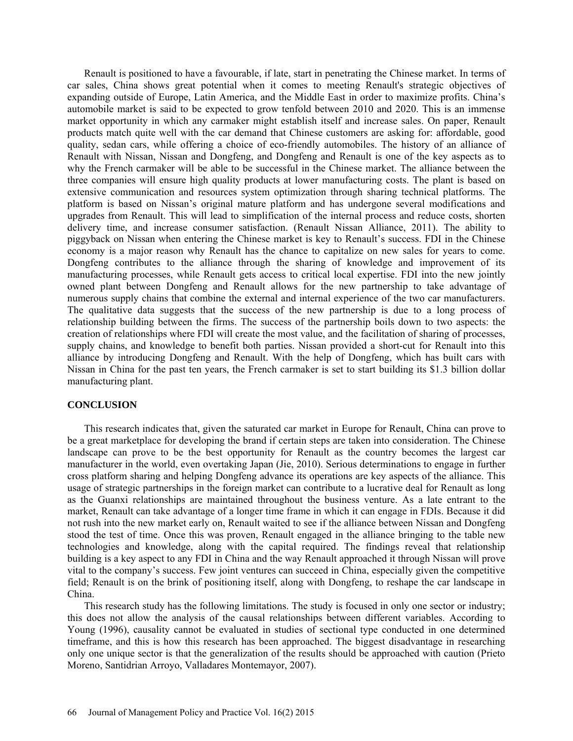Renault is positioned to have a favourable, if late, start in penetrating the Chinese market. In terms of car sales, China shows great potential when it comes to meeting Renault's strategic objectives of expanding outside of Europe, Latin America, and the Middle East in order to maximize profits. China's automobile market is said to be expected to grow tenfold between 2010 and 2020. This is an immense market opportunity in which any carmaker might establish itself and increase sales. On paper, Renault products match quite well with the car demand that Chinese customers are asking for: affordable, good quality, sedan cars, while offering a choice of eco-friendly automobiles. The history of an alliance of Renault with Nissan, Nissan and Dongfeng, and Dongfeng and Renault is one of the key aspects as to why the French carmaker will be able to be successful in the Chinese market. The alliance between the three companies will ensure high quality products at lower manufacturing costs. The plant is based on extensive communication and resources system optimization through sharing technical platforms. The platform is based on Nissan's original mature platform and has undergone several modifications and upgrades from Renault. This will lead to simplification of the internal process and reduce costs, shorten delivery time, and increase consumer satisfaction. (Renault Nissan Alliance, 2011). The ability to piggyback on Nissan when entering the Chinese market is key to Renault's success. FDI in the Chinese economy is a major reason why Renault has the chance to capitalize on new sales for years to come. Dongfeng contributes to the alliance through the sharing of knowledge and improvement of its manufacturing processes, while Renault gets access to critical local expertise. FDI into the new jointly owned plant between Dongfeng and Renault allows for the new partnership to take advantage of numerous supply chains that combine the external and internal experience of the two car manufacturers. The qualitative data suggests that the success of the new partnership is due to a long process of relationship building between the firms. The success of the partnership boils down to two aspects: the creation of relationships where FDI will create the most value, and the facilitation of sharing of processes, supply chains, and knowledge to benefit both parties. Nissan provided a short-cut for Renault into this alliance by introducing Dongfeng and Renault. With the help of Dongfeng, which has built cars with Nissan in China for the past ten years, the French carmaker is set to start building its $1.3 billion dollar manufacturing plant.

## CONCLUSION

This research indicates that, given the saturated car market in Europe for Renault, China can prove to be a great marketplace for developing the brand if certain steps are taken into consideration. The Chinese landscape can prove to be the best opportunity for Renault as the country becomes the largest car manufacturer in the world, even overtaking Japan (Jie, 2010). Serious determinations to engage in further cross platform sharing and helping Dongfeng advance its operations are key aspects of the alliance. This usage of strategic partnerships in the foreign market can contribute to a lucrative deal for Renault as long as the Guanxi relationships are maintained throughout the business venture. As a late entrant to the market, Renault can take advantage of a longer time frame in which it can engage in FDIs. Because it did not rush into the new market early on, Renault waited to see if the alliance between Nissan and Dongfeng stood the test of time. Once this was proven, Renault engaged in the alliance bringing to the table new technologies and knowledge, along with the capital required. The findings reveal that relationship building is a key aspect to any FDI in China and the way Renault approached it through Nissan will prove vital to the company's success. Few joint ventures can succeed in China, especially given the competitive field; Renault is on the brink of positioning itself, along with Dongfeng, to reshape the car landscape in China.

This research study has the following limitations. The study is focused in only one sector or industry; this does not allow the analysis of the causal relationships between different variables. According to Young (1996), causality cannot be evaluated in studies of sectional type conducted in one determined timeframe, and this is how this research has been approached. The biggest disadvantage in researching only one unique sector is that the generalization of the results should be approached with caution (Prieto Moreno, Santidrian Arroyo, Valladares Montemayor, 2007).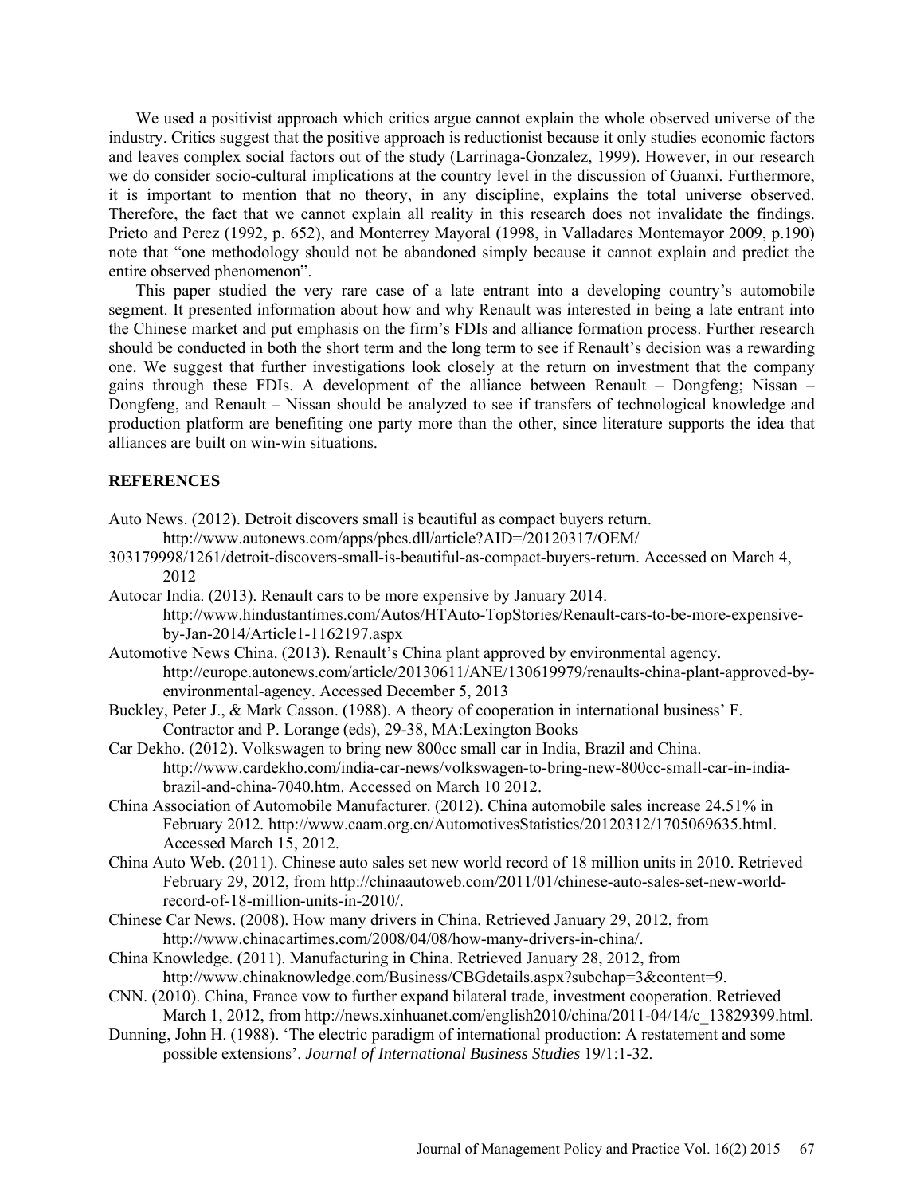We used a positivist approach which critics argue cannot explain the whole observed universe of the industry. Critics suggest that the positive approach is reductionist because it only studies economic factors and leaves complex social factors out of the study (Larrinaga-Gonzalez, 1999). However, in our research we do consider socio-cultural implications at the country level in the discussion of Guanxi. Furthermore, it is important to mention that no theory, in any discipline, explains the total universe observed. Therefore, the fact that we cannot explain all reality in this research does not invalidate the findings. Prieto and Perez (1992, p. 652), and Monterrey Mayoral (1998, in Valladares Montemayor 2009, p.190) note that "one methodology should not be abandoned simply because it cannot explain and predict the entire observed phenomenon".

This paper studied the very rare case of a late entrant into a developing country's automobile segment. It presented information about how and why Renault was interested in being a late entrant into the Chinese market and put emphasis on the firm's FDIs and alliance formation process. Further research should be conducted in both the short term and the long term to see if Renault's decision was a rewarding one. We suggest that further investigations look closely at the return on investment that the company gains through these FDIs. A development of the alliance between Renault – Dongfeng; Nissan – Dongfeng, and Renault – Nissan should be analyzed to see if transfers of technological knowledge and production platform are benefiting one party more than the other, since literature supports the idea that alliances are built on win-win situations.

## REFERENCES

Auto News. (2012). Detroit discovers small is beautiful as compact buyers return. http://www.autonews.com/apps/pbcs.dll/article?AID=/20120317/OEM/303179998/1261/detroit-discovers-small-is-beautiful-as-compact-buyers-return. Accessed on March 4, 2012

Autocar India. (2013). Renault cars to be more expensive by January 2014. http://www.hindustantimes.com/Autos/HTAuto-TopStories/Renault-cars-to-be-more-expensive-by-Jan-2014/Article1-1162197.aspx

Automotive News China. (2013). Renault's China plant approved by environmental agency. http://europe.autonews.com/article/20130611/ANE/130619979/renaults-china-plant-approved-by-environmental-agency. Accessed December 5, 2013

Buckley, Peter J., & Mark Casson. (1988). A theory of cooperation in international business' F. Contractor and P. Lorange (eds), 29-38, MA:Lexington Books

Car Dekho. (2012). Volkswagen to bring new 800cc small car in India, Brazil and China. http://www.cardekho.com/india-car-news/volkswagen-to-bring-new-800cc-small-car-in-india-brazil-and-china-7040.htm. Accessed on March 10 2012.

China Association of Automobile Manufacturer. (2012). China automobile sales increase 24.51% in February 2012. http://www.caam.org.cn/AutomotivesStatistics/20120312/1705069635.html. Accessed March 15, 2012.

China Auto Web. (2011). Chinese auto sales set new world record of 18 million units in 2010. Retrieved February 29, 2012, from http://chinaautoweb.com/2011/01/chinese-auto-sales-set-new-world-record-of-18-million-units-in-2010/.

Chinese Car News. (2008). How many drivers in China. Retrieved January 29, 2012, from http://www.chinacartimes.com/2008/04/08/how-many-drivers-in-china/.

China Knowledge. (2011). Manufacturing in China. Retrieved January 28, 2012, from http://www.chinaknowledge.com/Business/CBGdetails.aspx?subchap=3&content=9.

CNN. (2010). China, France vow to further expand bilateral trade, investment cooperation. Retrieved March 1, 2012, from http://news.xinhuanet.com/english2010/china/2011-04/14/c_13829399.html.

Dunning, John H. (1988). 'The electric paradigm of international production: A restatement and some possible extensions'. *Journal of International Business Studies* 19/1:1-32.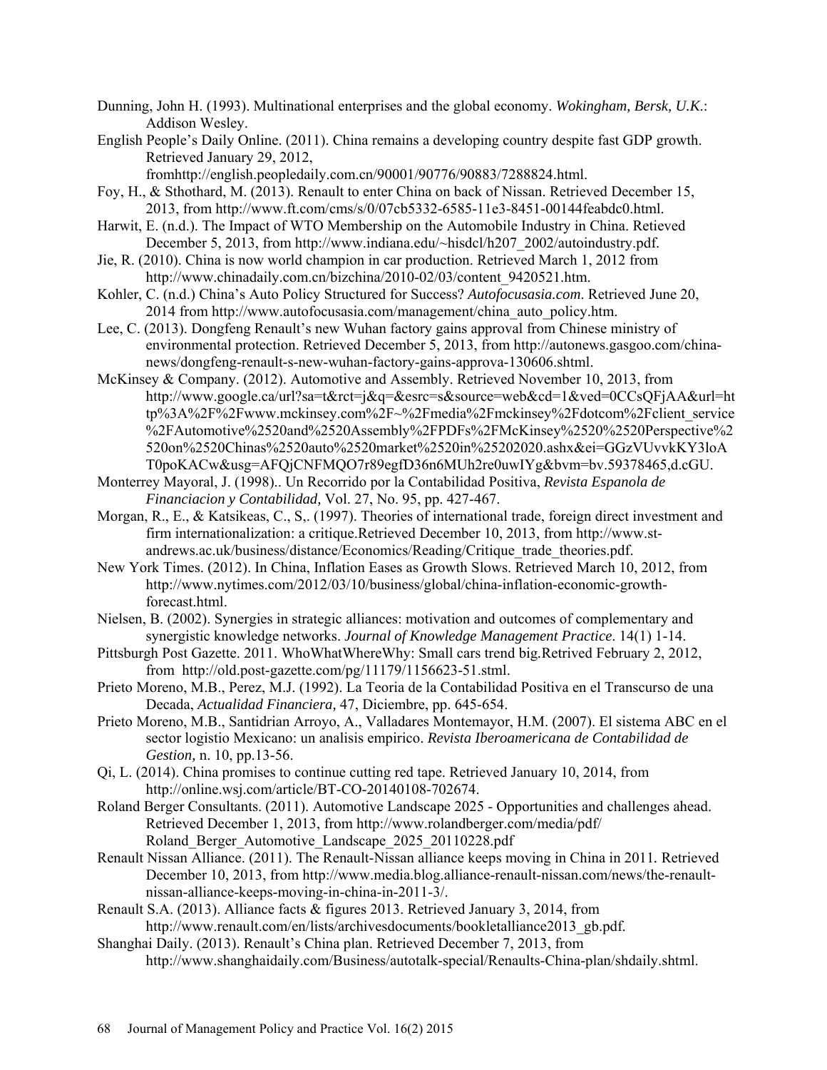Dunning, John H. (1993). Multinational enterprises and the global economy. *Wokingham, Bersk, U.K.*: Addison Wesley.

English People's Daily Online. (2011). China remains a developing country despite fast GDP growth. Retrieved January 29, 2012, fromhttp://english.peopledaily.com.cn/90001/90776/90883/7288824.html.

Foy, H., & Sthothard, M. (2013). Renault to enter China on back of Nissan. Retrieved December 15, 2013, from http://www.ft.com/cms/s/0/07cb5332-6585-11e3-8451-00144feabdc0.html.

Harwit, E. (n.d.). The Impact of WTO Membership on the Automobile Industry in China. Retieved December 5, 2013, from http://www.indiana.edu/~hisdcl/h207_2002/autoindustry.pdf.

Jie, R. (2010). China is now world champion in car production. Retrieved March 1, 2012 from http://www.chinadaily.com.cn/bizchina/2010-02/03/content_9420521.htm.

Kohler, C. (n.d.) China's Auto Policy Structured for Success? *Autofocusasia.com*. Retrieved June 20, 2014 from http://www.autofocusasia.com/management/china_auto_policy.htm.

Lee, C. (2013). Dongfeng Renault's new Wuhan factory gains approval from Chinese ministry of environmental protection. Retrieved December 5, 2013, from http://autonews.gasgoo.com/china-news/dongfeng-renault-s-new-wuhan-factory-gains-approva-130606.shtml.

McKinsey & Company. (2012). Automotive and Assembly. Retrieved November 10, 2013, from http://www.google.ca/url?sa=t&rct=j&q=&esrc=s&source=web&cd=1&ved=0CCsQFjAA&url=http%3A%2F%2Fwww.mckinsey.com%2F~%2Fmedia%2Fmckinsey%2Fdotcom%2Fclient_service%2FAutomotive%2520and%2520Assembly%2FPDFs%2FMcKinsey%2520%2520Perspective%2520on%2520Chinas%2520auto%2520market%2520in%25202020.ashx&ei=GGzVUvvkKY3loAT0poKACw&usg=AFQjCNFMQO7r89egfD36n6MUh2re0uwIYg&bvm=bv.59378465,d.cGU.

Monterrey Mayoral, J. (1998).. Un Recorrido por la Contabilidad Positiva, *Revista Espanola de Financiacion y Contabilidad,* Vol. 27, No. 95, pp. 427-467.

Morgan, R., E., & Katsikeas, C., S,. (1997). Theories of international trade, foreign direct investment and firm internationalization: a critique.Retrieved December 10, 2013, from http://www.st-andrews.ac.uk/business/distance/Economics/Reading/Critique_trade_theories.pdf.

New York Times. (2012). In China, Inflation Eases as Growth Slows. Retrieved March 10, 2012, from http://www.nytimes.com/2012/03/10/business/global/china-inflation-economic-growth-forecast.html.

Nielsen, B. (2002). Synergies in strategic alliances: motivation and outcomes of complementary and synergistic knowledge networks. *Journal of Knowledge Management Practice*. 14(1) 1-14.

Pittsburgh Post Gazette. 2011. WhoWhatWhereWhy: Small cars trend big.Retrived February 2, 2012, from http://old.post-gazette.com/pg/11179/1156623-51.stml.

Prieto Moreno, M.B., Perez, M.J. (1992). La Teoria de la Contabilidad Positiva en el Transcurso de una Decada, *Actualidad Financiera,* 47, Diciembre, pp. 645-654.

Prieto Moreno, M.B., Santidrian Arroyo, A., Valladares Montemayor, H.M. (2007). El sistema ABC en el sector logistio Mexicano: un analisis empirico. *Revista Iberoamericana de Contabilidad de Gestion,* n. 10, pp.13-56.

Qi, L. (2014). China promises to continue cutting red tape. Retrieved January 10, 2014, from http://online.wsj.com/article/BT-CO-20140108-702674.

Roland Berger Consultants. (2011). Automotive Landscape 2025 - Opportunities and challenges ahead. Retrieved December 1, 2013, from http://www.rolandberger.com/media/pdf/Roland_Berger_Automotive_Landscape_2025_20110228.pdf

Renault Nissan Alliance. (2011). The Renault-Nissan alliance keeps moving in China in 2011. Retrieved December 10, 2013, from http://www.media.blog.alliance-renault-nissan.com/news/the-renault-nissan-alliance-keeps-moving-in-china-in-2011-3/.

Renault S.A. (2013). Alliance facts & figures 2013. Retrieved January 3, 2014, from http://www.renault.com/en/lists/archivesdocuments/bookletalliance2013_gb.pdf.

Shanghai Daily. (2013). Renault's China plan. Retrieved December 7, 2013, from http://www.shanghaidaily.com/Business/autotalk-special/Renaults-China-plan/shdaily.shtml.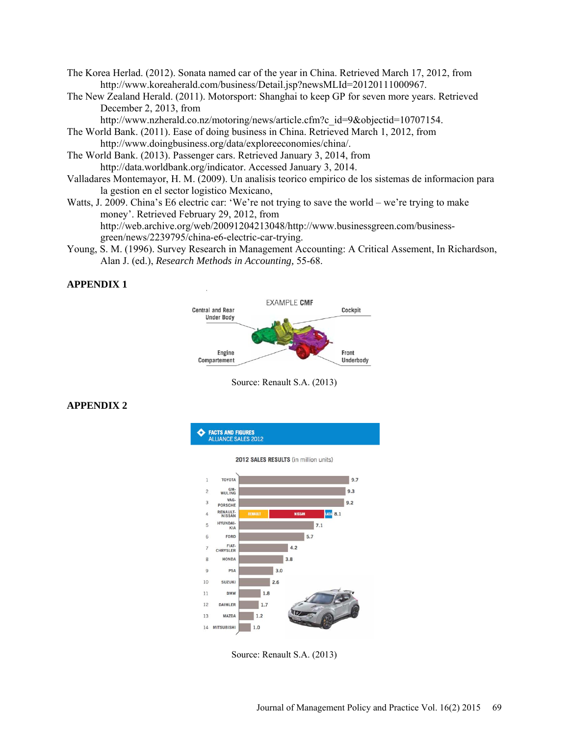The Korea Herlad. (2012). Sonata named car of the year in China. Retrieved March 17, 2012, from http://www.koreaherald.com/business/Detail.jsp?newsMLId=20120111000967.

The New Zealand Herald. (2011). Motorsport: Shanghai to keep GP for seven more years. Retrieved December 2, 2013, from http://www.nzherald.co.nz/motoring/news/article.cfm?c_id=9&objectid=10707154.

The World Bank. (2011). Ease of doing business in China. Retrieved March 1, 2012, from http://www.doingbusiness.org/data/exploreeconomies/china/.

The World Bank. (2013). Passenger cars. Retrieved January 3, 2014, from http://data.worldbank.org/indicator. Accessed January 3, 2014.

Valladares Montemayor, H. M. (2009). Un analisis teorico empirico de los sistemas de informacion para la gestion en el sector logistico Mexicano,

Watts, J. 2009. China's E6 electric car: 'We're not trying to save the world – we're trying to make money'. Retrieved February 29, 2012, from http://web.archive.org/web/20091204213048/http://www.businessgreen.com/business-green/news/2239795/china-e6-electric-car-trying.

Young, S. M. (1996). Survey Research in Management Accounting: A Critical Assesment, In Richardson, Alan J. (ed.), *Research Methods in Accounting,* 55-68.

## APPENDIX 1

EXAMPLE CMF

Central and Rear Under Body — Cockpit — Engine Compartement — Front Underbody

Source: Renault S.A. (2013)

## APPENDIX 2

FACTS AND FIGURES
ALLIANCE SALES 2012

2012 SALES RESULTS (in million units)

| Rank | Group | Sales |
|---|---|---|
| 1 | TOYOTA | 9.7 |
| 2 | GM-WULING | 9.3 |
| 3 | VAG-PORSCHE | 9.2 |
| 4 | RENAULT-NISSAN (RENAULT, NISSAN, LADA) | 8.1 |
| 5 | HYUNDAI-KIA | 7.1 |
| 6 | FORD | 5.7 |
| 7 | FIAT-CHRYSLER | 4.2 |
| 8 | HONDA | 3.8 |
| 9 | PSA | 3.0 |
| 10 | SUZUKI | 2.6 |
| 11 | BMW | 1.8 |
| 12 | DAIMLER | 1.7 |
| 13 | MAZDA | 1.2 |
| 14 | MITSUBISHI | 1.0 |

Source: Renault S.A. (2013)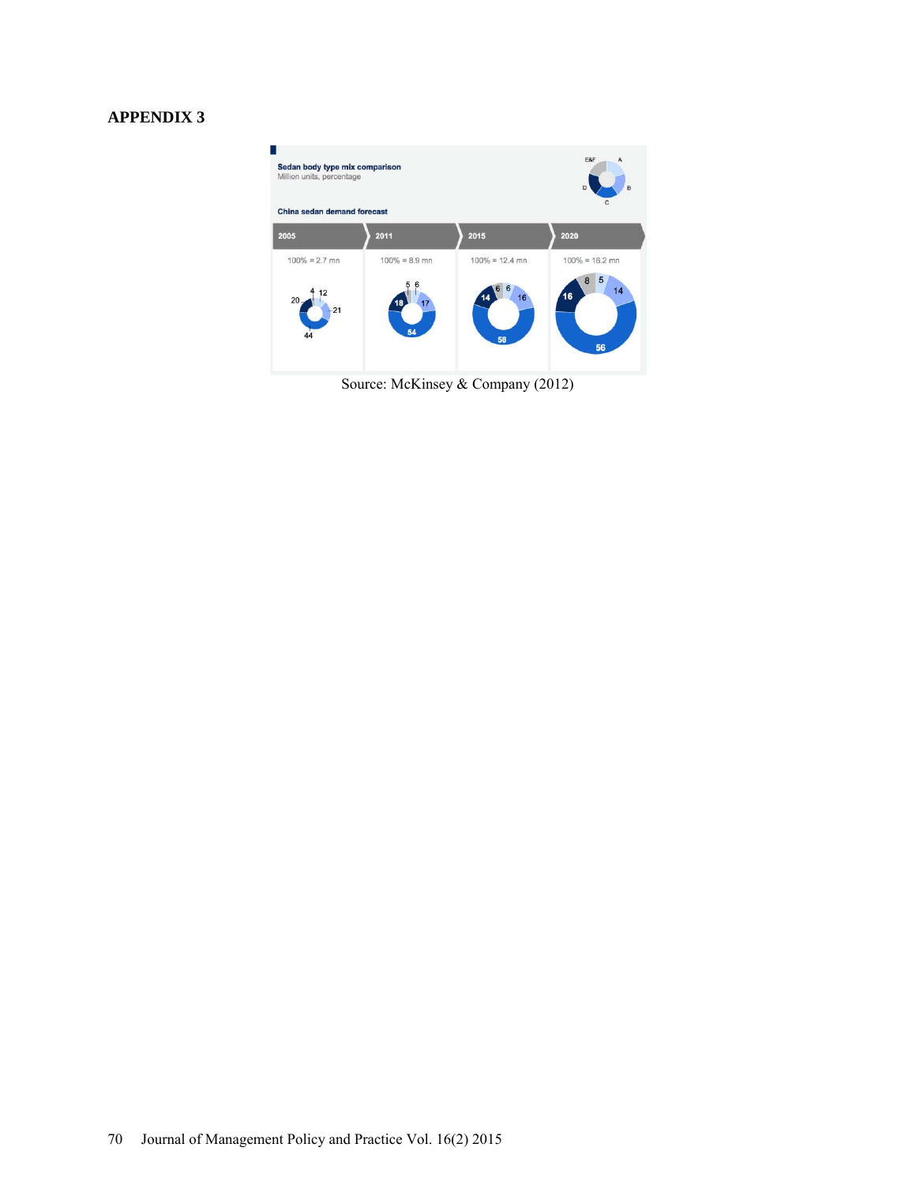## APPENDIX 3

Sedan body type mix comparison
Million units, percentage

E&F
A
B
C
D

China sedan demand forecast

2005
100% = 2.7 mn
4
12
20
21
44

2011
100% = 8.9 mn
5
6
18
17
54

2015
100% = 12.4 mn
6
6
14
16
58

2020
100% = 16.2 mn
8
5
14
16
56

Source: McKinsey & Company (2012)